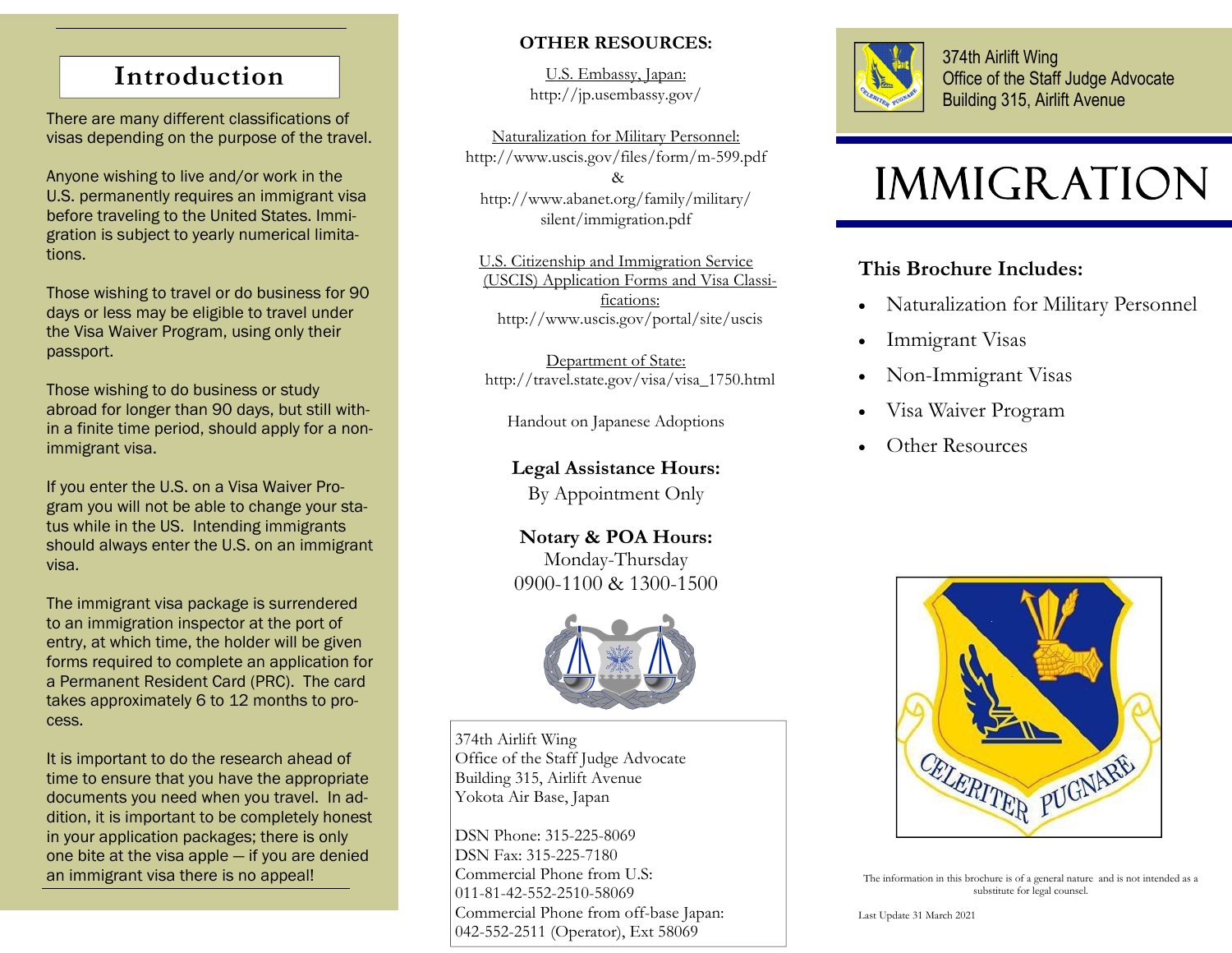## Introduction

There are many different classifications of visas depending on the purpose of the travel.

Anyone wishing to live and/or work in the U.S. permanently requires an immigrant visa before traveling to the United States. Immigration is subject to yearly numerical limitations.

Those wishing to travel or do business for 90 days or less may be eligible to travel under the Visa Waiver Program, using only their passport.

Those wishing to do business or study abroad for longer than 90 days, but still within a finite time period, should apply for a non-immigrant visa.

If you enter the U.S. on a Visa Waiver Program you will not be able to change your status while in the US. Intending immigrants should always enter the U.S. on an immigrant visa.

The immigrant visa package is surrendered to an immigration inspector at the port of entry, at which time, the holder will be given forms required to complete an application for a Permanent Resident Card (PRC). The card takes approximately 6 to 12 months to process.

It is important to do the research ahead of time to ensure that you have the appropriate documents you need when you travel. In addition, it is important to be completely honest in your application packages; there is only one bite at the visa apple — if you are denied an immigrant visa there is no appeal!

**OTHER RESOURCES:**

U.S. Embassy, Japan:
http://jp.usembassy.gov/

Naturalization for Military Personnel:
http://www.uscis.gov/files/form/m-599.pdf
&
http://www.abanet.org/family/military/silent/immigration.pdf

U.S. Citizenship and Immigration Service (USCIS) Application Forms and Visa Classifications:
http://www.uscis.gov/portal/site/uscis

Department of State:
http://travel.state.gov/visa/visa_1750.html

Handout on Japanese Adoptions

**Legal Assistance Hours:**
By Appointment Only

**Notary & POA Hours:**
Monday-Thursday
0900-1100 & 1300-1500

374th Airlift Wing
Office of the Staff Judge Advocate
Building 315, Airlift Avenue
Yokota Air Base, Japan

DSN Phone: 315-225-8069
DSN Fax: 315-225-7180
Commercial Phone from U.S:
011-81-42-552-2510-58069
Commercial Phone from off-base Japan:
042-552-2511 (Operator), Ext 58069

374th Airlift Wing
Office of the Staff Judge Advocate
Building 315, Airlift Avenue

# IMMIGRATION

**This Brochure Includes:**

- Naturalization for Military Personnel
- Immigrant Visas
- Non-Immigrant Visas
- Visa Waiver Program
- Other Resources

CELERITER PUGNARE

The information in this brochure is of a general nature and is not intended as a substitute for legal counsel.

Last Update 31 March 2021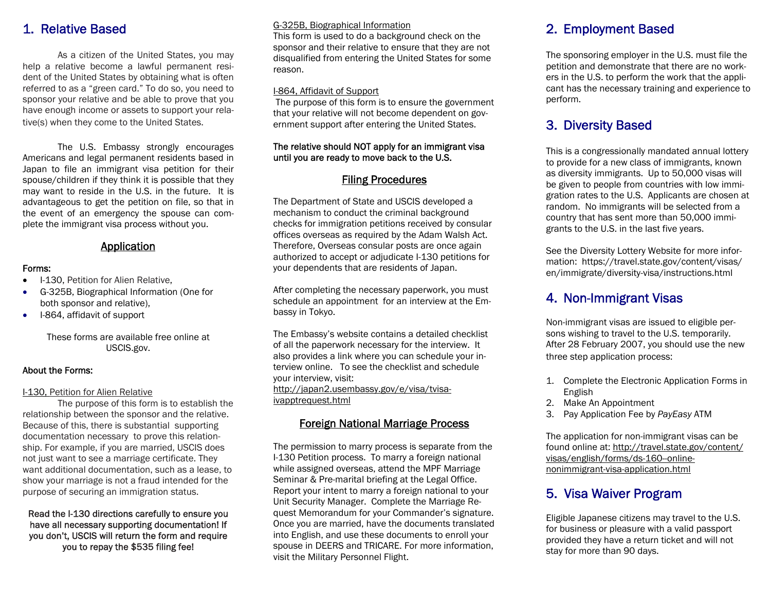## 1. Relative Based

As a citizen of the United States, you may help a relative become a lawful permanent resident of the United States by obtaining what is often referred to as a "green card." To do so, you need to sponsor your relative and be able to prove that you have enough income or assets to support your relative(s) when they come to the United States.

The U.S. Embassy strongly encourages Americans and legal permanent residents based in Japan to file an immigrant visa petition for their spouse/children if they think it is possible that they may want to reside in the U.S. in the future. It is advantageous to get the petition on file, so that in the event of an emergency the spouse can complete the immigrant visa process without you.

### Application

**Forms:**

- I-130, Petition for Alien Relative,
- G-325B, Biographical Information (One for both sponsor and relative),
- I-864, affidavit of support

These forms are available free online at USCIS.gov.

**About the Forms:**

I-130, Petition for Alien Relative

The purpose of this form is to establish the relationship between the sponsor and the relative. Because of this, there is substantial supporting documentation necessary to prove this relationship. For example, if you are married, USCIS does not just want to see a marriage certificate. They want additional documentation, such as a lease, to show your marriage is not a fraud intended for the purpose of securing an immigration status.

**Read the I-130 directions carefully to ensure you have all necessary supporting documentation! If you don't, USCIS will return the form and require you to repay the $535 filing fee!**

G-325B, Biographical Information

This form is used to do a background check on the sponsor and their relative to ensure that they are not disqualified from entering the United States for some reason.

I-864, Affidavit of Support

The purpose of this form is to ensure the government that your relative will not become dependent on government support after entering the United States.

**The relative should NOT apply for an immigrant visa until you are ready to move back to the U.S.**

### Filing Procedures

The Department of State and USCIS developed a mechanism to conduct the criminal background checks for immigration petitions received by consular offices overseas as required by the Adam Walsh Act. Therefore, Overseas consular posts are once again authorized to accept or adjudicate I-130 petitions for your dependents that are residents of Japan.

After completing the necessary paperwork, you must schedule an appointment for an interview at the Embassy in Tokyo.

The Embassy's website contains a detailed checklist of all the paperwork necessary for the interview. It also provides a link where you can schedule your interview online. To see the checklist and schedule your interview, visit: http://japan2.usembassy.gov/e/visa/tvisa-ivapptrequest.html

### Foreign National Marriage Process

The permission to marry process is separate from the I-130 Petition process. To marry a foreign national while assigned overseas, attend the MPF Marriage Seminar & Pre-marital briefing at the Legal Office. Report your intent to marry a foreign national to your Unit Security Manager. Complete the Marriage Request Memorandum for your Commander's signature. Once you are married, have the documents translated into English, and use these documents to enroll your spouse in DEERS and TRICARE. For more information, visit the Military Personnel Flight.

## 2. Employment Based

The sponsoring employer in the U.S. must file the petition and demonstrate that there are no workers in the U.S. to perform the work that the applicant has the necessary training and experience to perform.

## 3. Diversity Based

This is a congressionally mandated annual lottery to provide for a new class of immigrants, known as diversity immigrants. Up to 50,000 visas will be given to people from countries with low immigration rates to the U.S. Applicants are chosen at random. No immigrants will be selected from a country that has sent more than 50,000 immigrants to the U.S. in the last five years.

See the Diversity Lottery Website for more information: https://travel.state.gov/content/visas/en/immigrate/diversity-visa/instructions.html

## 4. Non-Immigrant Visas

Non-immigrant visas are issued to eligible persons wishing to travel to the U.S. temporarily. After 28 February 2007, you should use the new three step application process:

1. Complete the Electronic Application Forms in English
2. Make An Appointment
3. Pay Application Fee by *PayEasy* ATM

The application for non-immigrant visas can be found online at: http://travel.state.gov/content/visas/english/forms/ds-160--online-nonimmigrant-visa-application.html

## 5. Visa Waiver Program

Eligible Japanese citizens may travel to the U.S. for business or pleasure with a valid passport provided they have a return ticket and will not stay for more than 90 days.